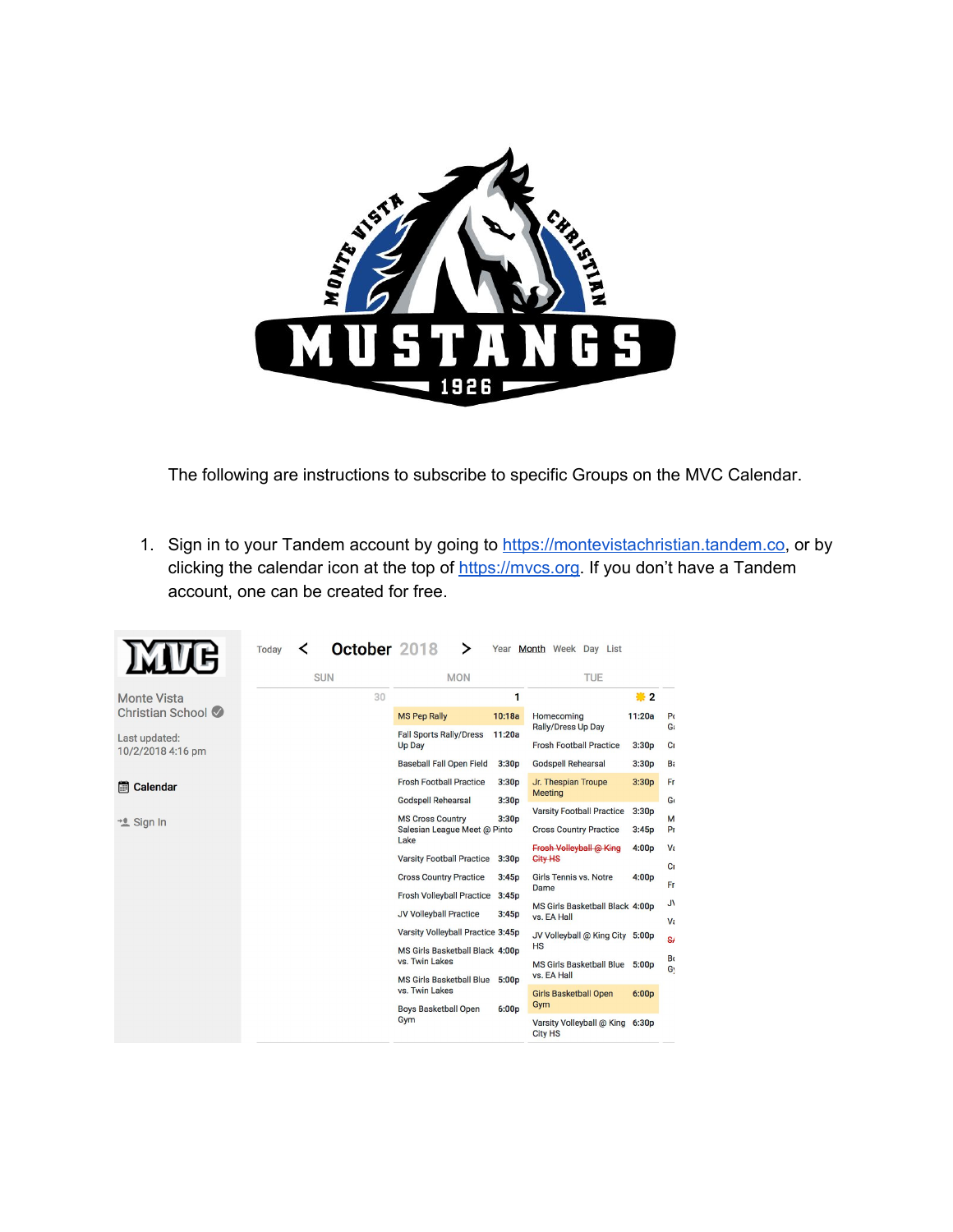The following are instructions to subscribe to specific Groups on the MVC Calendar.

1. Sign in to your Tandem account by going to https://montevistachristian.tandem.co, or by clicking the calendar icon at the top of https://mvcs.org. If you don't have a Tandem account, one can be created for free.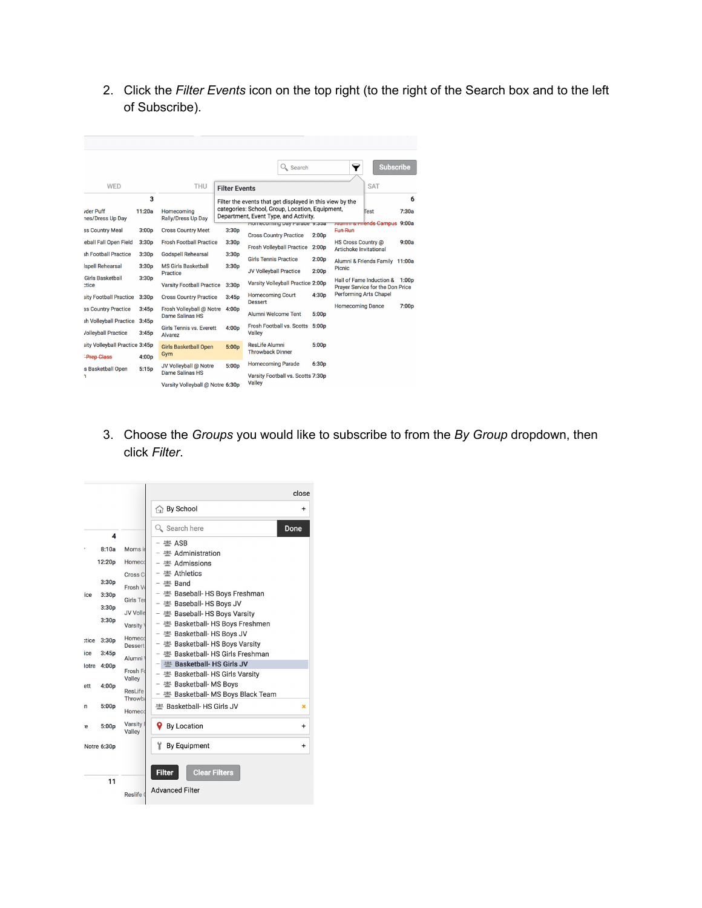2. Click the *Filter Events* icon on the top right (to the right of the Search box and to the left of Subscribe).

3. Choose the *Groups* you would like to subscribe to from the *By Group* dropdown, then click *Filter*.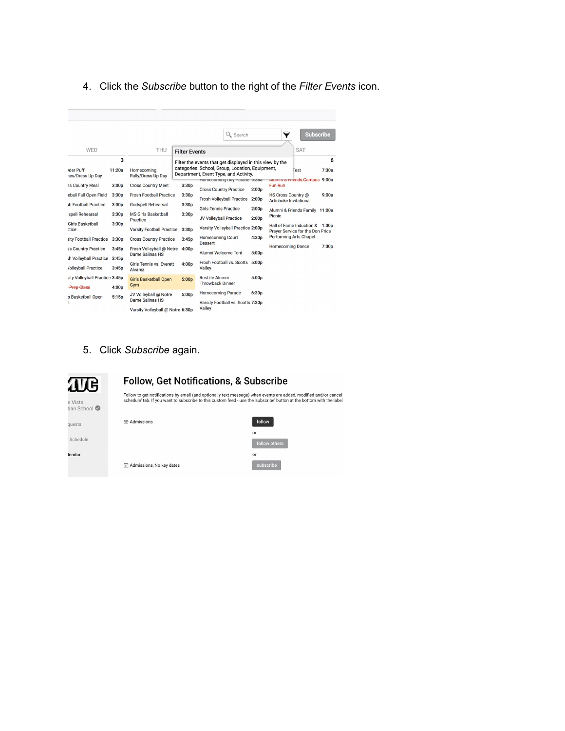4. Click the *Subscribe* button to the right of the *Filter Events* icon.

5. Click *Subscribe* again.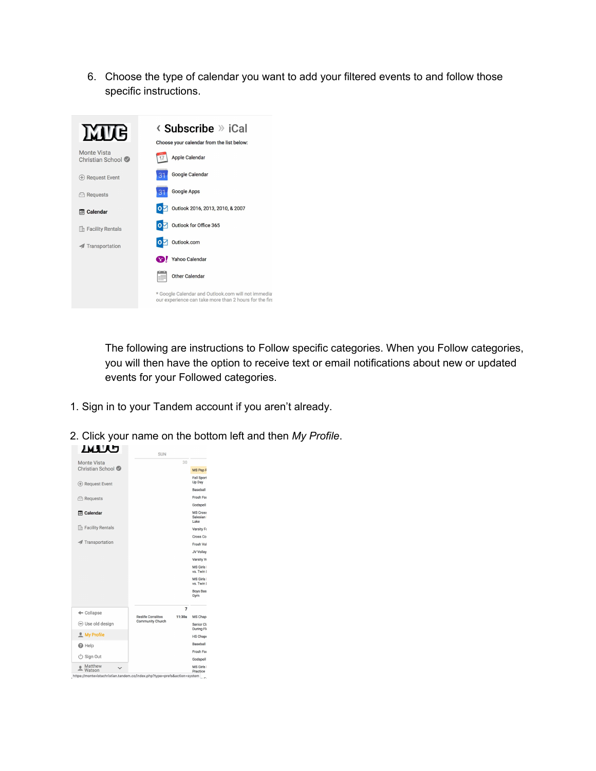6. Choose the type of calendar you want to add your filtered events to and follow those specific instructions.

The following are instructions to Follow specific categories. When you Follow categories, you will then have the option to receive text or email notifications about new or updated events for your Followed categories.

1. Sign in to your Tandem account if you aren't already.

2. Click your name on the bottom left and then *My Profile*.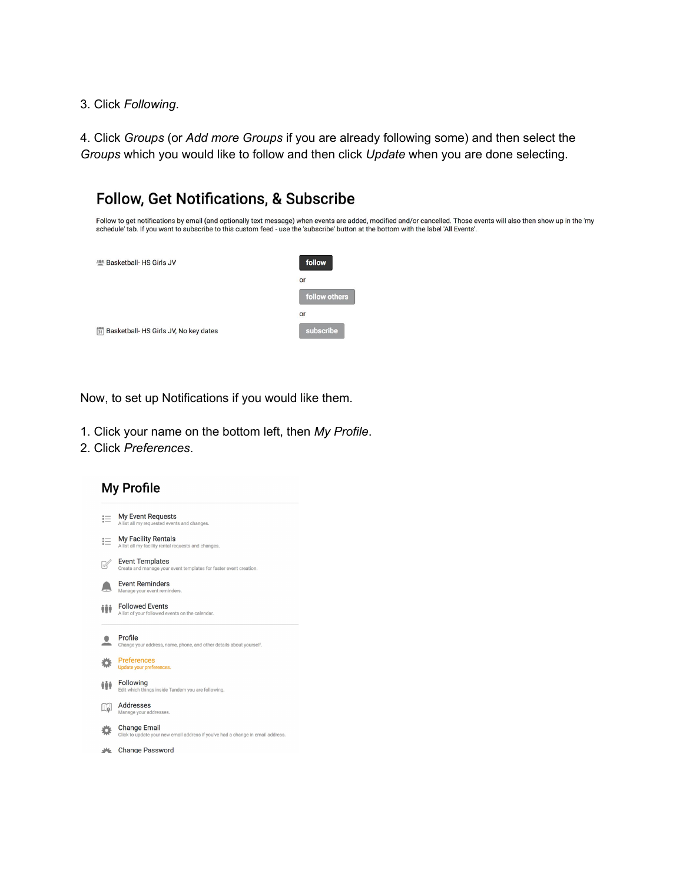3. Click *Following*.

4. Click *Groups* (or *Add more Groups* if you are already following some) and then select the *Groups* which you would like to follow and then click *Update* when you are done selecting.

## Follow, Get Notifications, & Subscribe

Follow to get notifications by email (and optionally text message) when events are added, modified and/or cancelled. Those events will also then show up in the 'my schedule' tab. If you want to subscribe to this custom feed - use the 'subscribe' button at the bottom with the label 'All Events'.

Basketball- HS Girls JV

follow

or

follow others

or

Basketball- HS Girls JV, No key dates

subscribe

Now, to set up Notifications if you would like them.

1. Click your name on the bottom left, then *My Profile*.
2. Click *Preferences*.

## My Profile

My Event Requests
A list all my requested events and changes.

My Facility Rentals
A list all my facility rental requests and changes.

Event Templates
Create and manage your event templates for faster event creation.

Event Reminders
Manage your event reminders.

Followed Events
A list of your followed events on the calendar.

Profile
Change your address, name, phone, and other details about yourself.

Preferences
Update your preferences.

Following
Edit which things inside Tandem you are following.

Addresses
Manage your addresses.

Change Email
Click to update your new email address if you've had a change in email address.

Change Password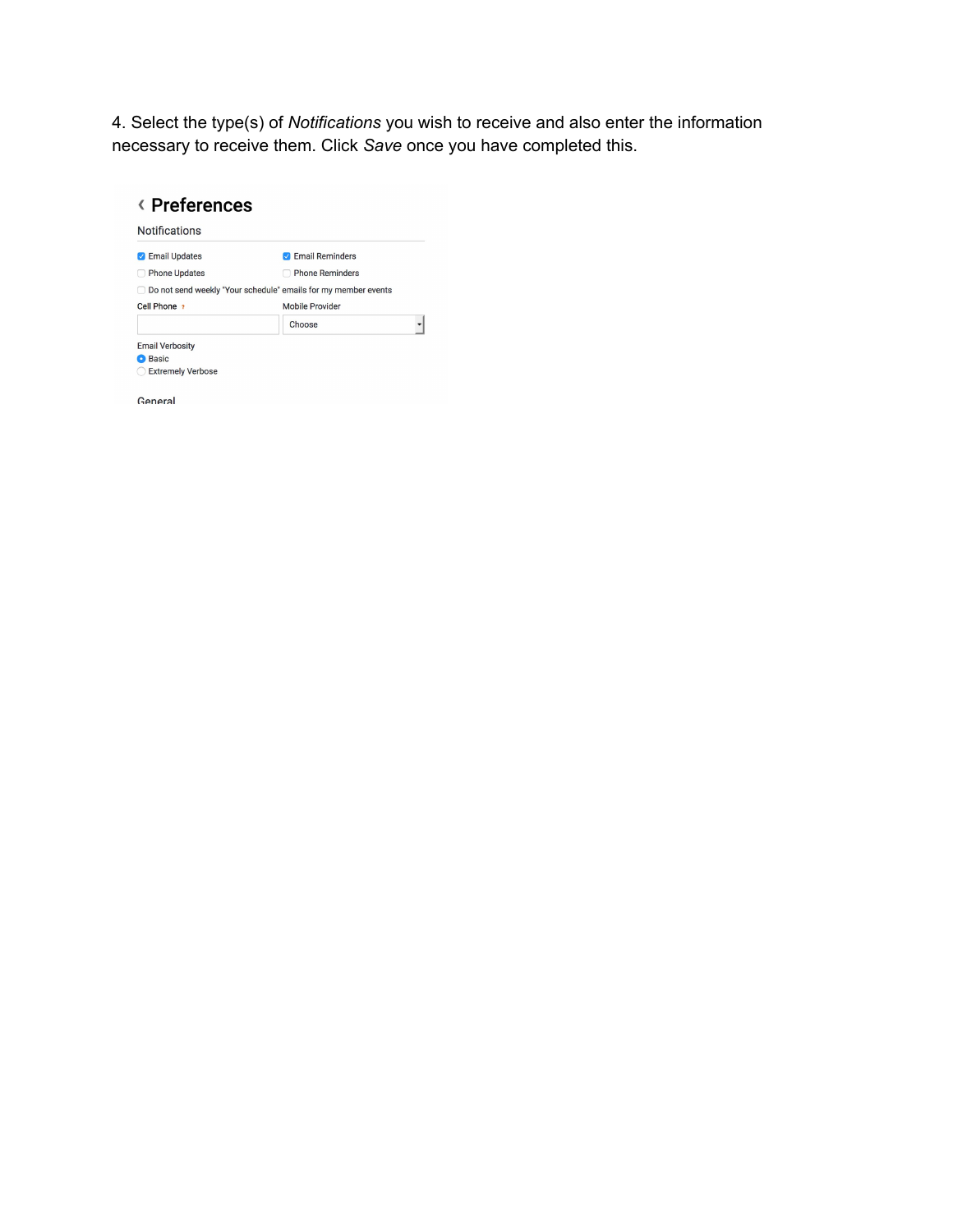4. Select the type(s) of *Notifications* you wish to receive and also enter the information necessary to receive them. Click *Save* once you have completed this.

‹ Preferences

Notifications

- [x] Email Updates
- [x] Email Reminders
- [ ] Phone Updates
- [ ] Phone Reminders
- [ ] Do not send weekly "Your schedule" emails for my member events

Cell Phone ?

Mobile Provider

Choose

Email Verbosity

- (•) Basic
- ( ) Extremely Verbose

General